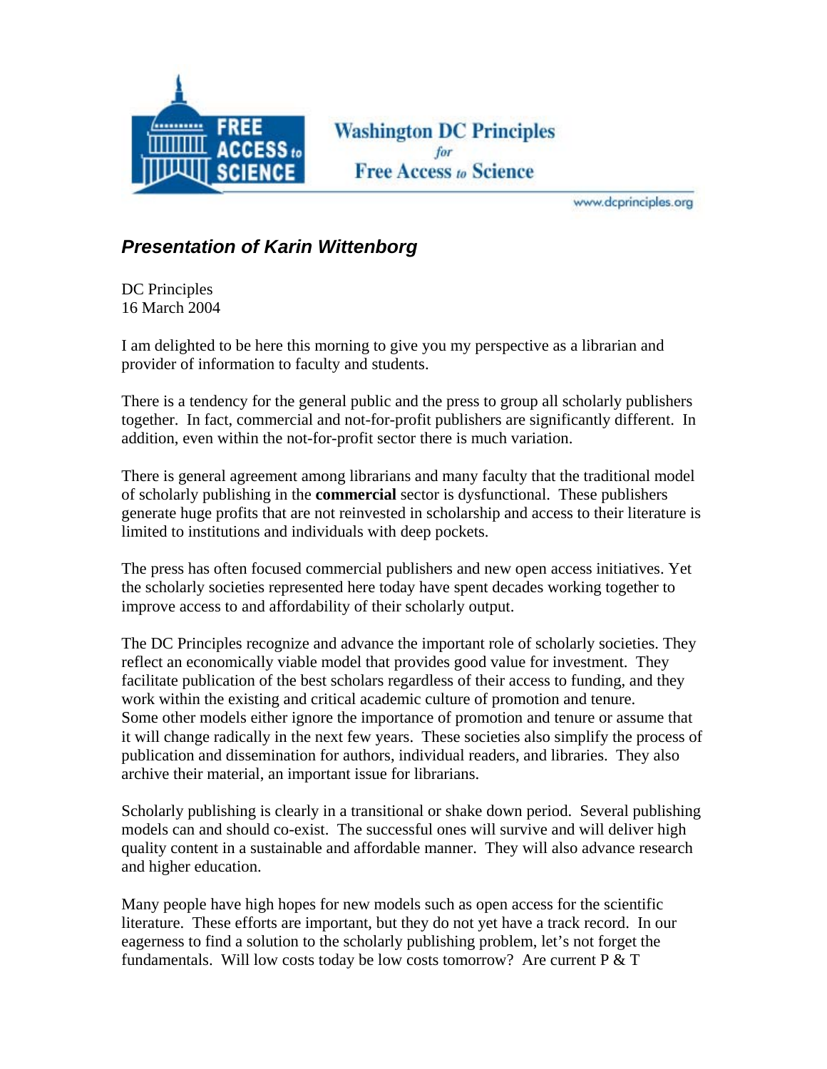Washington DC Principles for Free Access to Science

www.dcprinciples.org

## *Presentation of Karin Wittenborg*

DC Principles
16 March 2004

I am delighted to be here this morning to give you my perspective as a librarian and provider of information to faculty and students.

There is a tendency for the general public and the press to group all scholarly publishers together. In fact, commercial and not-for-profit publishers are significantly different. In addition, even within the not-for-profit sector there is much variation.

There is general agreement among librarians and many faculty that the traditional model of scholarly publishing in the **commercial** sector is dysfunctional. These publishers generate huge profits that are not reinvested in scholarship and access to their literature is limited to institutions and individuals with deep pockets.

The press has often focused commercial publishers and new open access initiatives. Yet the scholarly societies represented here today have spent decades working together to improve access to and affordability of their scholarly output.

The DC Principles recognize and advance the important role of scholarly societies. They reflect an economically viable model that provides good value for investment. They facilitate publication of the best scholars regardless of their access to funding, and they work within the existing and critical academic culture of promotion and tenure. Some other models either ignore the importance of promotion and tenure or assume that it will change radically in the next few years. These societies also simplify the process of publication and dissemination for authors, individual readers, and libraries. They also archive their material, an important issue for librarians.

Scholarly publishing is clearly in a transitional or shake down period. Several publishing models can and should co-exist. The successful ones will survive and will deliver high quality content in a sustainable and affordable manner. They will also advance research and higher education.

Many people have high hopes for new models such as open access for the scientific literature. These efforts are important, but they do not yet have a track record. In our eagerness to find a solution to the scholarly publishing problem, let's not forget the fundamentals. Will low costs today be low costs tomorrow? Are current P & T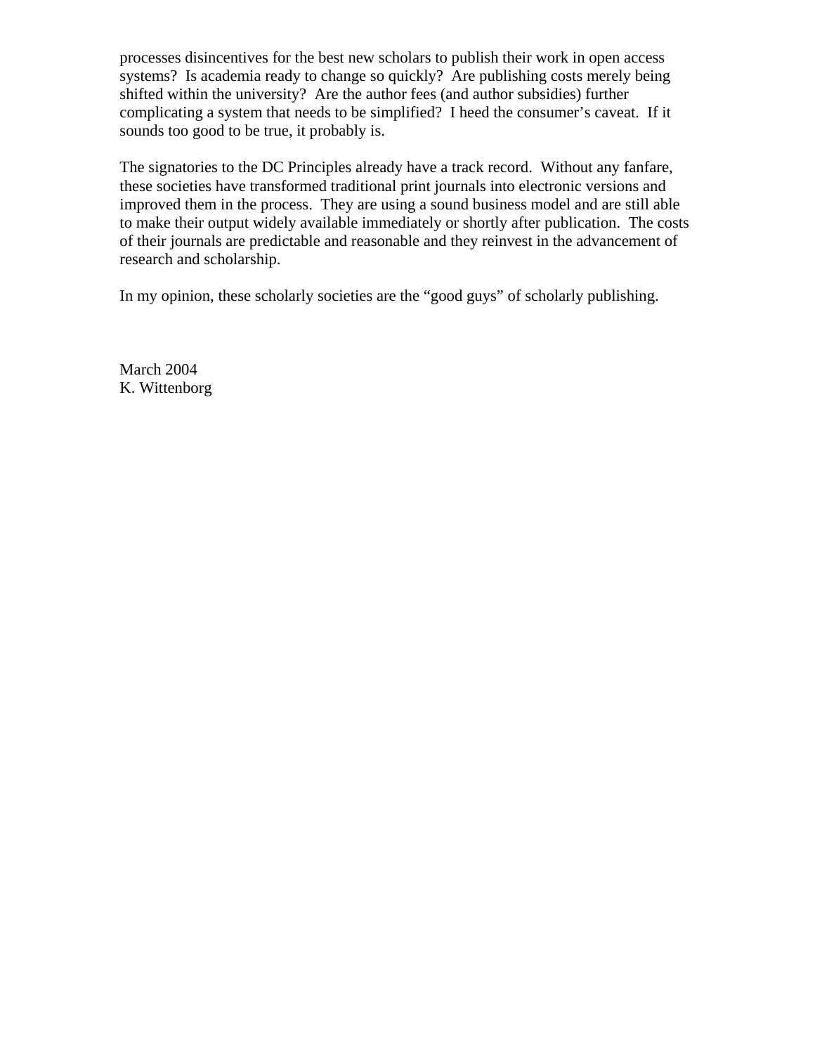processes disincentives for the best new scholars to publish their work in open access systems? Is academia ready to change so quickly? Are publishing costs merely being shifted within the university? Are the author fees (and author subsidies) further complicating a system that needs to be simplified? I heed the consumer's caveat. If it sounds too good to be true, it probably is.

The signatories to the DC Principles already have a track record. Without any fanfare, these societies have transformed traditional print journals into electronic versions and improved them in the process. They are using a sound business model and are still able to make their output widely available immediately or shortly after publication. The costs of their journals are predictable and reasonable and they reinvest in the advancement of research and scholarship.

In my opinion, these scholarly societies are the "good guys" of scholarly publishing.

March 2004
K. Wittenborg